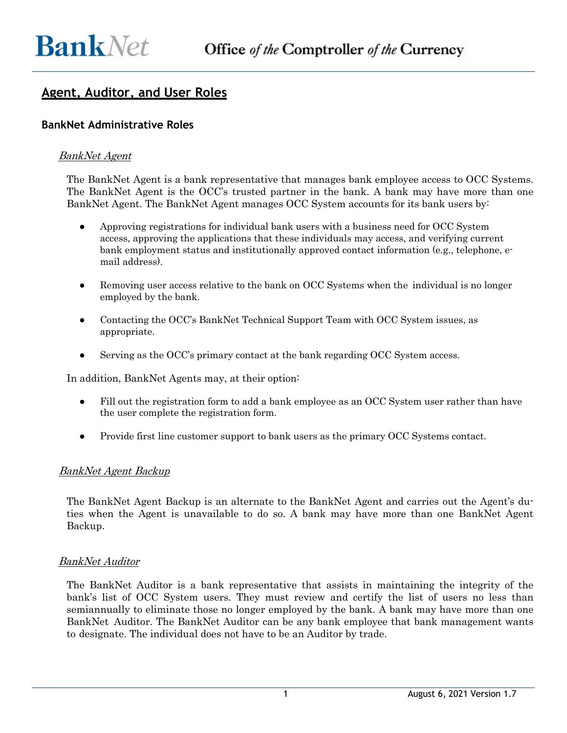# Agent, Auditor, and User Roles

## BankNet Administrative Roles

### *BankNet Agent*

The BankNet Agent is a bank representative that manages bank employee access to OCC Systems. The BankNet Agent is the OCC's trusted partner in the bank. A bank may have more than one BankNet Agent. The BankNet Agent manages OCC System accounts for its bank users by:

- Approving registrations for individual bank users with a business need for OCC System access, approving the applications that these individuals may access, and verifying current bank employment status and institutionally approved contact information (e.g., telephone, e-mail address).
- Removing user access relative to the bank on OCC Systems when the individual is no longer employed by the bank.
- Contacting the OCC's BankNet Technical Support Team with OCC System issues, as appropriate.
- Serving as the OCC's primary contact at the bank regarding OCC System access.

In addition, BankNet Agents may, at their option:

- Fill out the registration form to add a bank employee as an OCC System user rather than have the user complete the registration form.
- Provide first line customer support to bank users as the primary OCC Systems contact.

### *BankNet Agent Backup*

The BankNet Agent Backup is an alternate to the BankNet Agent and carries out the Agent's duties when the Agent is unavailable to do so. A bank may have more than one BankNet Agent Backup.

### *BankNet Auditor*

The BankNet Auditor is a bank representative that assists in maintaining the integrity of the bank's list of OCC System users. They must review and certify the list of users no less than semiannually to eliminate those no longer employed by the bank. A bank may have more than one BankNet Auditor. The BankNet Auditor can be any bank employee that bank management wants to designate. The individual does not have to be an Auditor by trade.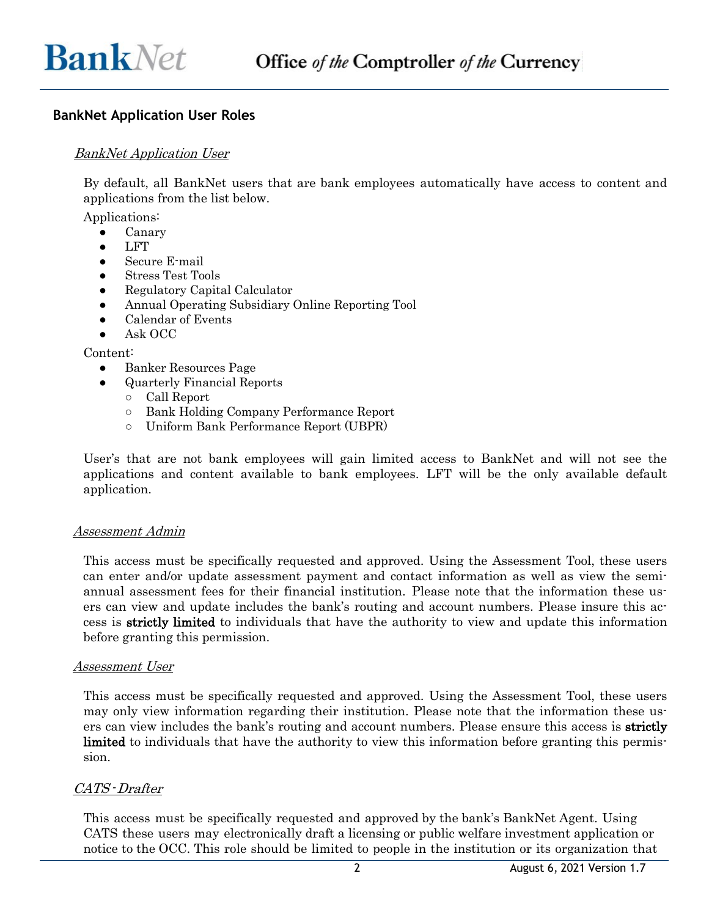## BankNet Application User Roles

### *BankNet Application User*

By default, all BankNet users that are bank employees automatically have access to content and applications from the list below.

Applications:

- Canary
- LFT
- Secure E-mail
- Stress Test Tools
- Regulatory Capital Calculator
- Annual Operating Subsidiary Online Reporting Tool
- Calendar of Events
- Ask OCC

Content:

- Banker Resources Page
- Quarterly Financial Reports
  - Call Report
  - Bank Holding Company Performance Report
  - Uniform Bank Performance Report (UBPR)

User's that are not bank employees will gain limited access to BankNet and will not see the applications and content available to bank employees. LFT will be the only available default application.

### *Assessment Admin*

This access must be specifically requested and approved. Using the Assessment Tool, these users can enter and/or update assessment payment and contact information as well as view the semi-annual assessment fees for their financial institution. Please note that the information these users can view and update includes the bank's routing and account numbers. Please insure this access is **strictly limited** to individuals that have the authority to view and update this information before granting this permission.

### *Assessment User*

This access must be specifically requested and approved. Using the Assessment Tool, these users may only view information regarding their institution. Please note that the information these users can view includes the bank's routing and account numbers. Please ensure this access is **strictly limited** to individuals that have the authority to view this information before granting this permission.

### *CATS - Drafter*

This access must be specifically requested and approved by the bank's BankNet Agent. Using CATS these users may electronically draft a licensing or public welfare investment application or notice to the OCC. This role should be limited to people in the institution or its organization that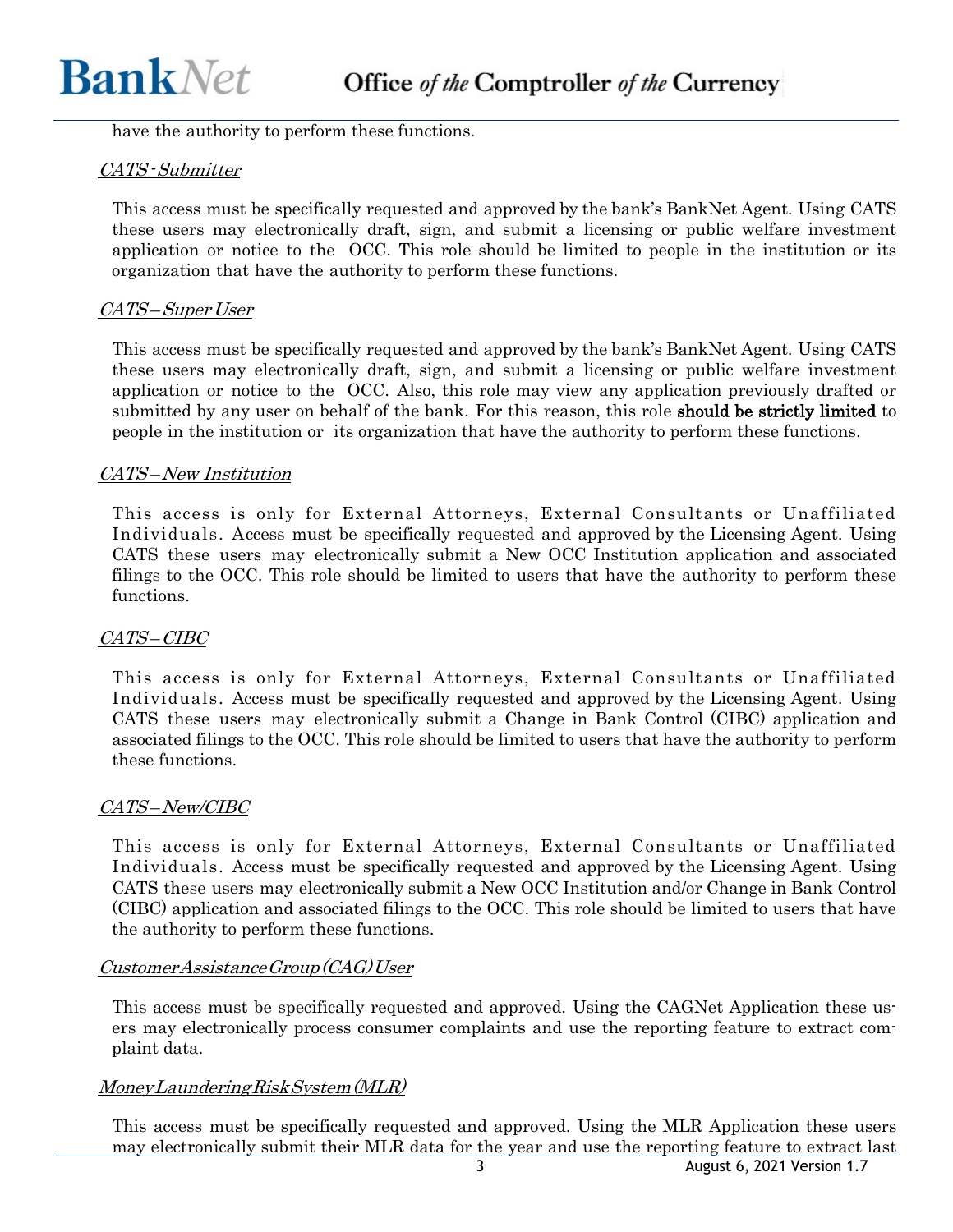have the authority to perform these functions.

*CATS - Submitter*

This access must be specifically requested and approved by the bank's BankNet Agent. Using CATS these users may electronically draft, sign, and submit a licensing or public welfare investment application or notice to the OCC. This role should be limited to people in the institution or its organization that have the authority to perform these functions.

*CATS – Super User*

This access must be specifically requested and approved by the bank's BankNet Agent. Using CATS these users may electronically draft, sign, and submit a licensing or public welfare investment application or notice to the OCC. Also, this role may view any application previously drafted or submitted by any user on behalf of the bank. For this reason, this role **should be strictly limited** to people in the institution or its organization that have the authority to perform these functions.

*CATS – New Institution*

This access is only for External Attorneys, External Consultants or Unaffiliated Individuals. Access must be specifically requested and approved by the Licensing Agent. Using CATS these users may electronically submit a New OCC Institution application and associated filings to the OCC. This role should be limited to users that have the authority to perform these functions.

*CATS – CIBC*

This access is only for External Attorneys, External Consultants or Unaffiliated Individuals. Access must be specifically requested and approved by the Licensing Agent. Using CATS these users may electronically submit a Change in Bank Control (CIBC) application and associated filings to the OCC. This role should be limited to users that have the authority to perform these functions.

*CATS – New/CIBC*

This access is only for External Attorneys, External Consultants or Unaffiliated Individuals. Access must be specifically requested and approved by the Licensing Agent. Using CATS these users may electronically submit a New OCC Institution and/or Change in Bank Control (CIBC) application and associated filings to the OCC. This role should be limited to users that have the authority to perform these functions.

*Customer Assistance Group (CAG) User*

This access must be specifically requested and approved. Using the CAGNet Application these users may electronically process consumer complaints and use the reporting feature to extract complaint data.

*Money Laundering Risk System (MLR)*

This access must be specifically requested and approved. Using the MLR Application these users may electronically submit their MLR data for the year and use the reporting feature to extract last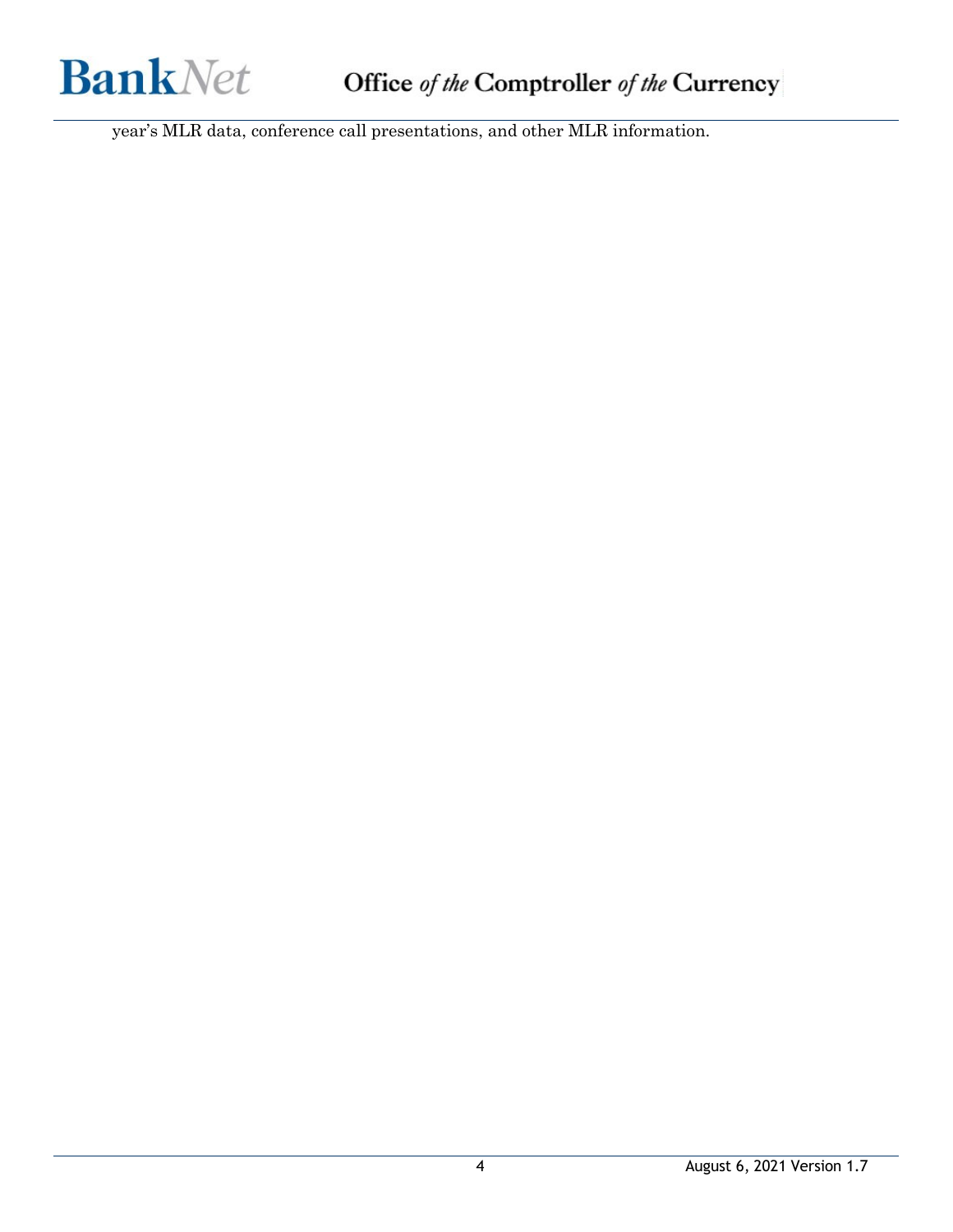year's MLR data, conference call presentations, and other MLR information.